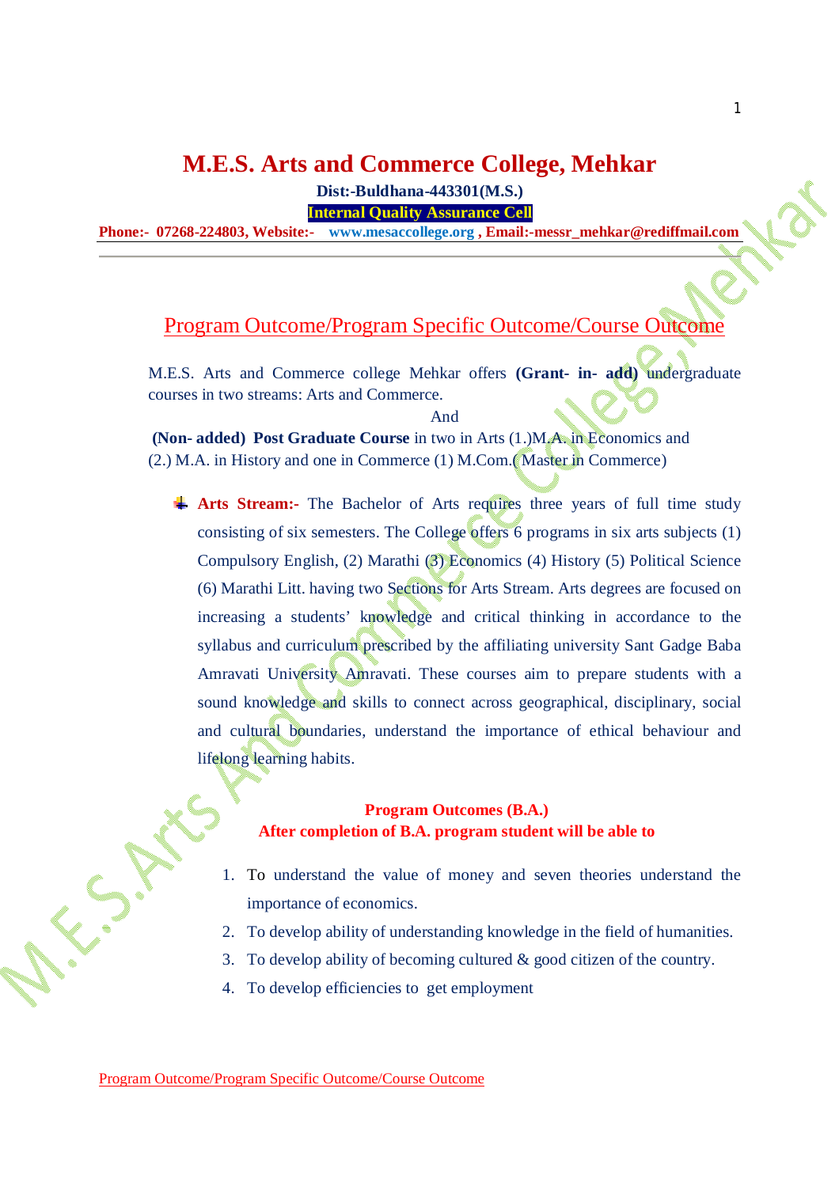# M.E.S. Arts and Commerce College, Mehkar

**Dist:-Buldhana-443301(M.S.)**

**Internal Quality Assurance Cell**

**Phone:- 07268-224803, Website:- www.mesaccollege.org , Email:-messr_mehkar@rediffmail.com**

## Program Outcome/Program Specific Outcome/Course Outcome

M.E.S. Arts and Commerce college Mehkar offers **(Grant- in- add)** undergraduate courses in two streams: Arts and Commerce.

And

**(Non- added) Post Graduate Course** in two in Arts (1.)M.A. in Economics and (2.) M.A. in History and one in Commerce (1) M.Com.( Master in Commerce)

- **Arts Stream:-** The Bachelor of Arts requires three years of full time study consisting of six semesters. The College offers 6 programs in six arts subjects (1) Compulsory English, (2) Marathi (3) Economics (4) History (5) Political Science (6) Marathi Litt. having two Sections for Arts Stream. Arts degrees are focused on increasing a students' knowledge and critical thinking in accordance to the syllabus and curriculum prescribed by the affiliating university Sant Gadge Baba Amravati University Amravati. These courses aim to prepare students with a sound knowledge and skills to connect across geographical, disciplinary, social and cultural boundaries, understand the importance of ethical behaviour and lifelong learning habits.

**Program Outcomes (B.A.)**

**After completion of B.A. program student will be able to**

1. To understand the value of money and seven theories understand the importance of economics.
2. To develop ability of understanding knowledge in the field of humanities.
3. To develop ability of becoming cultured & good citizen of the country.
4. To develop efficiencies to get employment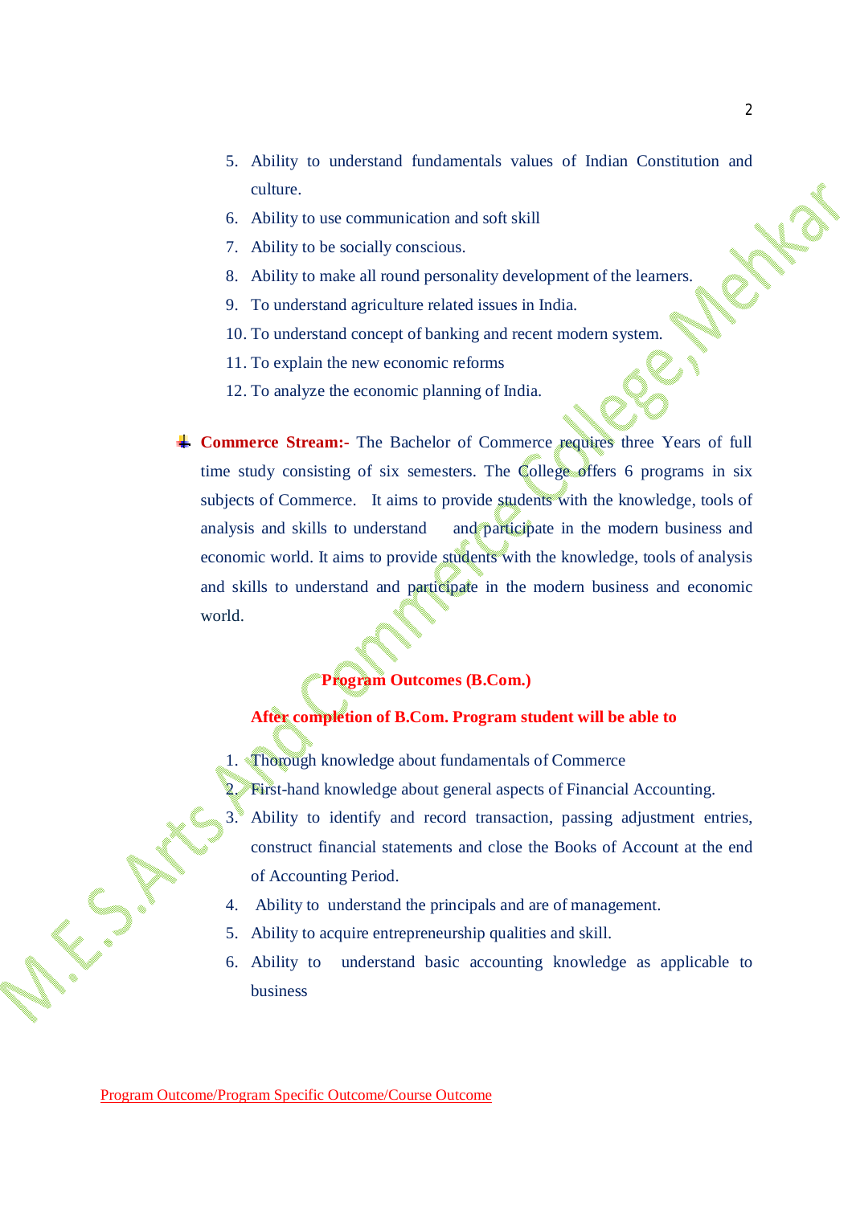5. Ability to understand fundamentals values of Indian Constitution and culture.
6. Ability to use communication and soft skill
7. Ability to be socially conscious.
8. Ability to make all round personality development of the learners.
9. To understand agriculture related issues in India.
10. To understand concept of banking and recent modern system.
11. To explain the new economic reforms
12. To analyze the economic planning of India.

- **Commerce Stream:-** The Bachelor of Commerce requires three Years of full time study consisting of six semesters. The College offers 6 programs in six subjects of Commerce. It aims to provide students with the knowledge, tools of analysis and skills to understand and participate in the modern business and economic world. It aims to provide students with the knowledge, tools of analysis and skills to understand and participate in the modern business and economic world.

**Program Outcomes (B.Com.)**

**After completion of B.Com. Program student will be able to**

1. Thorough knowledge about fundamentals of Commerce
2. First-hand knowledge about general aspects of Financial Accounting.
3. Ability to identify and record transaction, passing adjustment entries, construct financial statements and close the Books of Account at the end of Accounting Period.
4. Ability to understand the principals and are of management.
5. Ability to acquire entrepreneurship qualities and skill.
6. Ability to understand basic accounting knowledge as applicable to business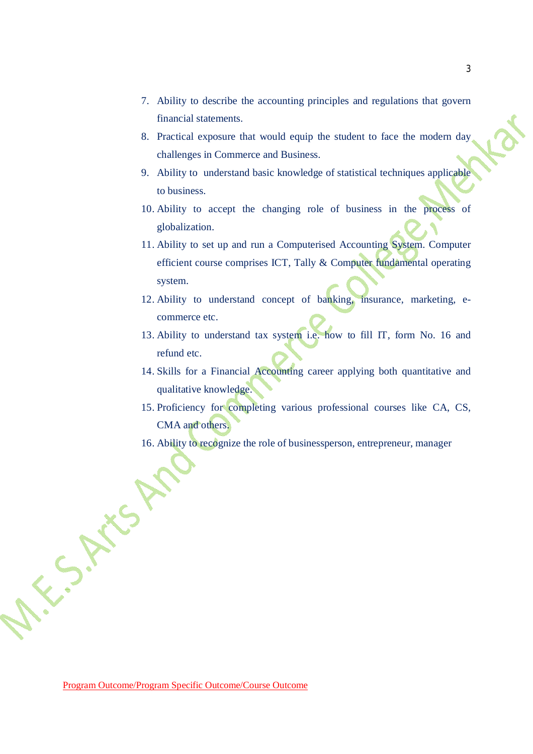7. Ability to describe the accounting principles and regulations that govern financial statements.
8. Practical exposure that would equip the student to face the modern day challenges in Commerce and Business.
9. Ability to understand basic knowledge of statistical techniques applicable to business.
10. Ability to accept the changing role of business in the process of globalization.
11. Ability to set up and run a Computerised Accounting System. Computer efficient course comprises ICT, Tally & Computer fundamental operating system.
12. Ability to understand concept of banking, insurance, marketing, e-commerce etc.
13. Ability to understand tax system i.e. how to fill IT, form No. 16 and refund etc.
14. Skills for a Financial Accounting career applying both quantitative and qualitative knowledge.
15. Proficiency for completing various professional courses like CA, CS, CMA and others.
16. Ability to recognize the role of businessperson, entrepreneur, manager